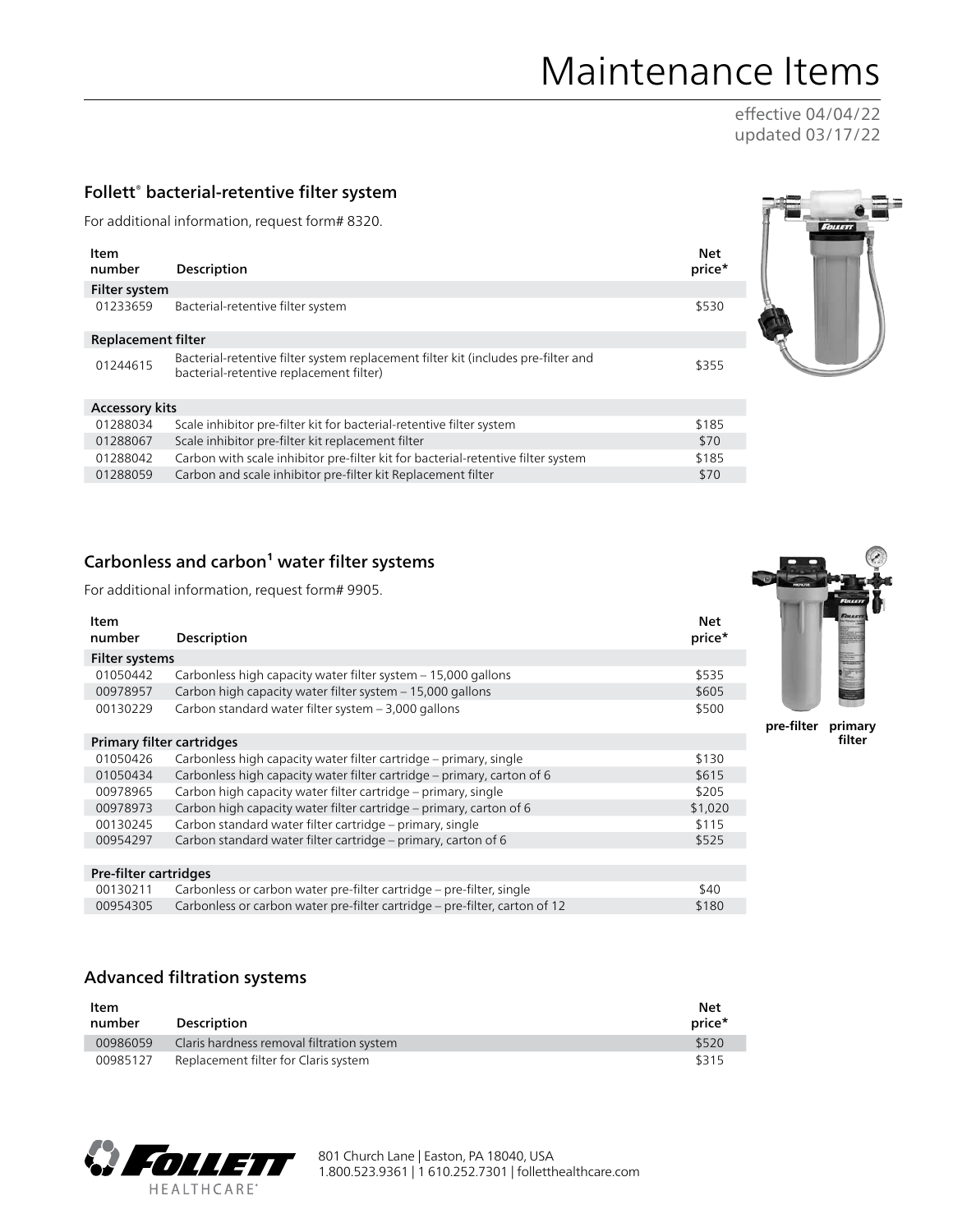# Maintenance Items

effective 04/04/22
updated 03/17/22

## Follett® bacterial-retentive filter system

For additional information, request form# 8320.

| Item number | Description | Net price* |
|---|---|---|
| **Filter system** | | |
| 01233659 | Bacterial-retentive filter system | $530 |
| **Replacement filter** | | |
| 01244615 | Bacterial-retentive filter system replacement filter kit (includes pre-filter and bacterial-retentive replacement filter) | $355 |
| **Accessory kits** | | |
| 01288034 | Scale inhibitor pre-filter kit for bacterial-retentive filter system | $185 |
| 01288067 | Scale inhibitor pre-filter kit replacement filter | $70 |
| 01288042 | Carbon with scale inhibitor pre-filter kit for bacterial-retentive filter system | $185 |
| 01288059 | Carbon and scale inhibitor pre-filter kit Replacement filter | $70 |

## Carbonless and carbon[1] water filter systems

For additional information, request form# 9905.

| Item number | Description | Net price* |
|---|---|---|
| **Filter systems** | | |
| 01050442 | Carbonless high capacity water filter system – 15,000 gallons | $535 |
| 00978957 | Carbon high capacity water filter system – 15,000 gallons | $605 |
| 00130229 | Carbon standard water filter system – 3,000 gallons | $500 |
| **Primary filter cartridges** | | |
| 01050426 | Carbonless high capacity water filter cartridge – primary, single | $130 |
| 01050434 | Carbonless high capacity water filter cartridge – primary, carton of 6 | $615 |
| 00978965 | Carbon high capacity water filter cartridge – primary, single | $205 |
| 00978973 | Carbon high capacity water filter cartridge – primary, carton of 6 | $1,020 |
| 00130245 | Carbon standard water filter cartridge – primary, single | $115 |
| 00954297 | Carbon standard water filter cartridge – primary, carton of 6 | $525 |
| **Pre-filter cartridges** | | |
| 00130211 | Carbonless or carbon water pre-filter cartridge – pre-filter, single | $40 |
| 00954305 | Carbonless or carbon water pre-filter cartridge – pre-filter, carton of 12 | $180 |

pre-filter primary filter

## Advanced filtration systems

| Item number | Description | Net price* |
|---|---|---|
| 00986059 | Claris hardness removal filtration system | $520 |
| 00985127 | Replacement filter for Claris system | $315 |

FOLLETT HEALTHCARE®

801 Church Lane | Easton, PA 18040, USA
1.800.523.9361 | 1 610.252.7301 | follethealthcare.com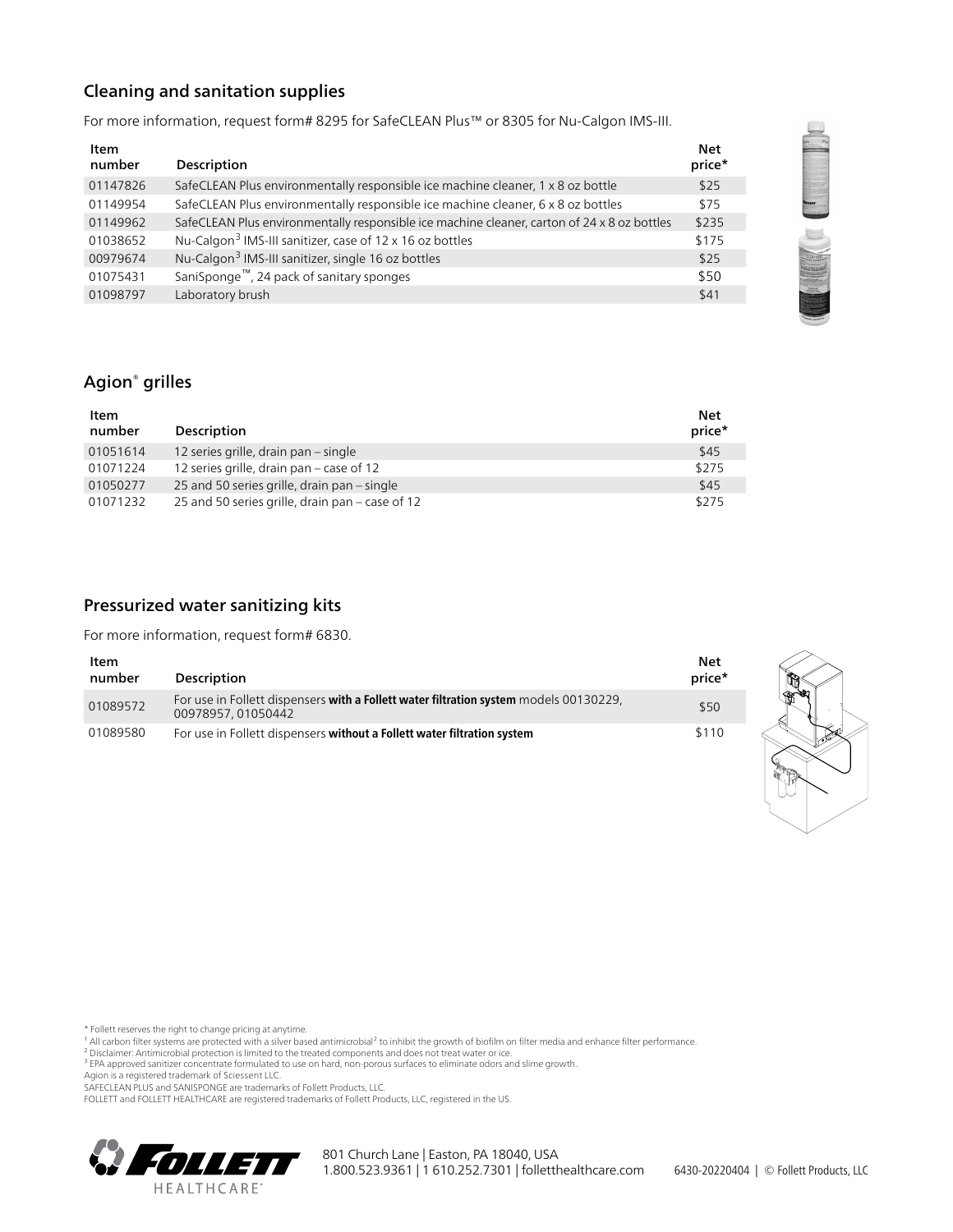## Cleaning and sanitation supplies

For more information, request form# 8295 for SafeCLEAN Plus™ or 8305 for Nu-Calgon IMS-III.

| Item number | Description | Net price* |
|---|---|---|
| 01147826 | SafeCLEAN Plus environmentally responsible ice machine cleaner, 1 x 8 oz bottle | $25 |
| 01149954 | SafeCLEAN Plus environmentally responsible ice machine cleaner, 6 x 8 oz bottles | $75 |
| 01149962 | SafeCLEAN Plus environmentally responsible ice machine cleaner, carton of 24 x 8 oz bottles | $235 |
| 01038652 | Nu-Calgon[3] IMS-III sanitizer, case of 12 x 16 oz bottles | $175 |
| 00979674 | Nu-Calgon[3] IMS-III sanitizer, single 16 oz bottles | $25 |
| 01075431 | SaniSponge™, 24 pack of sanitary sponges | $50 |
| 01098797 | Laboratory brush | $41 |

## Agion® grilles

| Item number | Description | Net price* |
|---|---|---|
| 01051614 | 12 series grille, drain pan – single | $45 |
| 01071224 | 12 series grille, drain pan – case of 12 | $275 |
| 01050277 | 25 and 50 series grille, drain pan – single | $45 |
| 01071232 | 25 and 50 series grille, drain pan – case of 12 | $275 |

## Pressurized water sanitizing kits

For more information, request form# 6830.

| Item number | Description | Net price* |
|---|---|---|
| 01089572 | For use in Follett dispensers **with a Follett water filtration system** models 00130229, 00978957, 01050442 | $50 |
| 01089580 | For use in Follett dispensers **without a Follett water filtration system** | $110 |

* Follett reserves the right to change pricing at anytime.
[1] All carbon filter systems are protected with a silver based antimicrobial[2] to inhibit the growth of biofilm on filter media and enhance filter performance.
[2] Disclaimer: Antimicrobial protection is limited to the treated components and does not treat water or ice.
[3] EPA approved sanitizer concentrate formulated to use on hard, non-porous surfaces to eliminate odors and slime growth.
Agion is a registered trademark of Sciessent LLC.
SAFECLEAN PLUS and SANISPONGE are trademarks of Follett Products, LLC.
FOLLETT and FOLLETT HEALTHCARE are registered trademarks of Follett Products, LLC, registered in the US.

FOLLETT HEALTHCARE®

801 Church Lane | Easton, PA 18040, USA
1.800.523.9361 | 1 610.252.7301 | follettHealthcare.com

6430-20220404 | © Follett Products, LLC